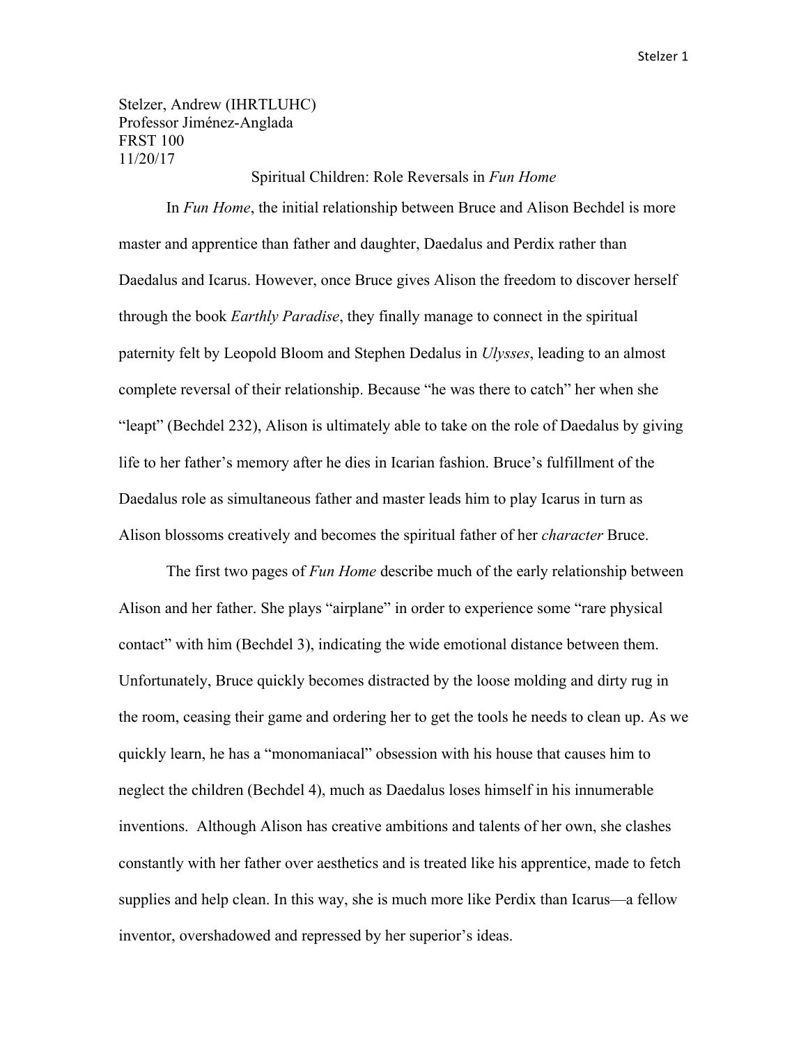Stelzer, Andrew (IHRTLUHC)
Professor Jiménez-Anglada
FRST 100
11/20/17

Spiritual Children: Role Reversals in *Fun Home*

In *Fun Home*, the initial relationship between Bruce and Alison Bechdel is more master and apprentice than father and daughter, Daedalus and Perdix rather than Daedalus and Icarus. However, once Bruce gives Alison the freedom to discover herself through the book *Earthly Paradise*, they finally manage to connect in the spiritual paternity felt by Leopold Bloom and Stephen Dedalus in *Ulysses*, leading to an almost complete reversal of their relationship. Because "he was there to catch" her when she "leapt" (Bechdel 232), Alison is ultimately able to take on the role of Daedalus by giving life to her father's memory after he dies in Icarian fashion. Bruce's fulfillment of the Daedalus role as simultaneous father and master leads him to play Icarus in turn as Alison blossoms creatively and becomes the spiritual father of her *character* Bruce.

The first two pages of *Fun Home* describe much of the early relationship between Alison and her father. She plays "airplane" in order to experience some "rare physical contact" with him (Bechdel 3), indicating the wide emotional distance between them. Unfortunately, Bruce quickly becomes distracted by the loose molding and dirty rug in the room, ceasing their game and ordering her to get the tools he needs to clean up. As we quickly learn, he has a "monomaniacal" obsession with his house that causes him to neglect the children (Bechdel 4), much as Daedalus loses himself in his innumerable inventions. Although Alison has creative ambitions and talents of her own, she clashes constantly with her father over aesthetics and is treated like his apprentice, made to fetch supplies and help clean. In this way, she is much more like Perdix than Icarus—a fellow inventor, overshadowed and repressed by her superior's ideas.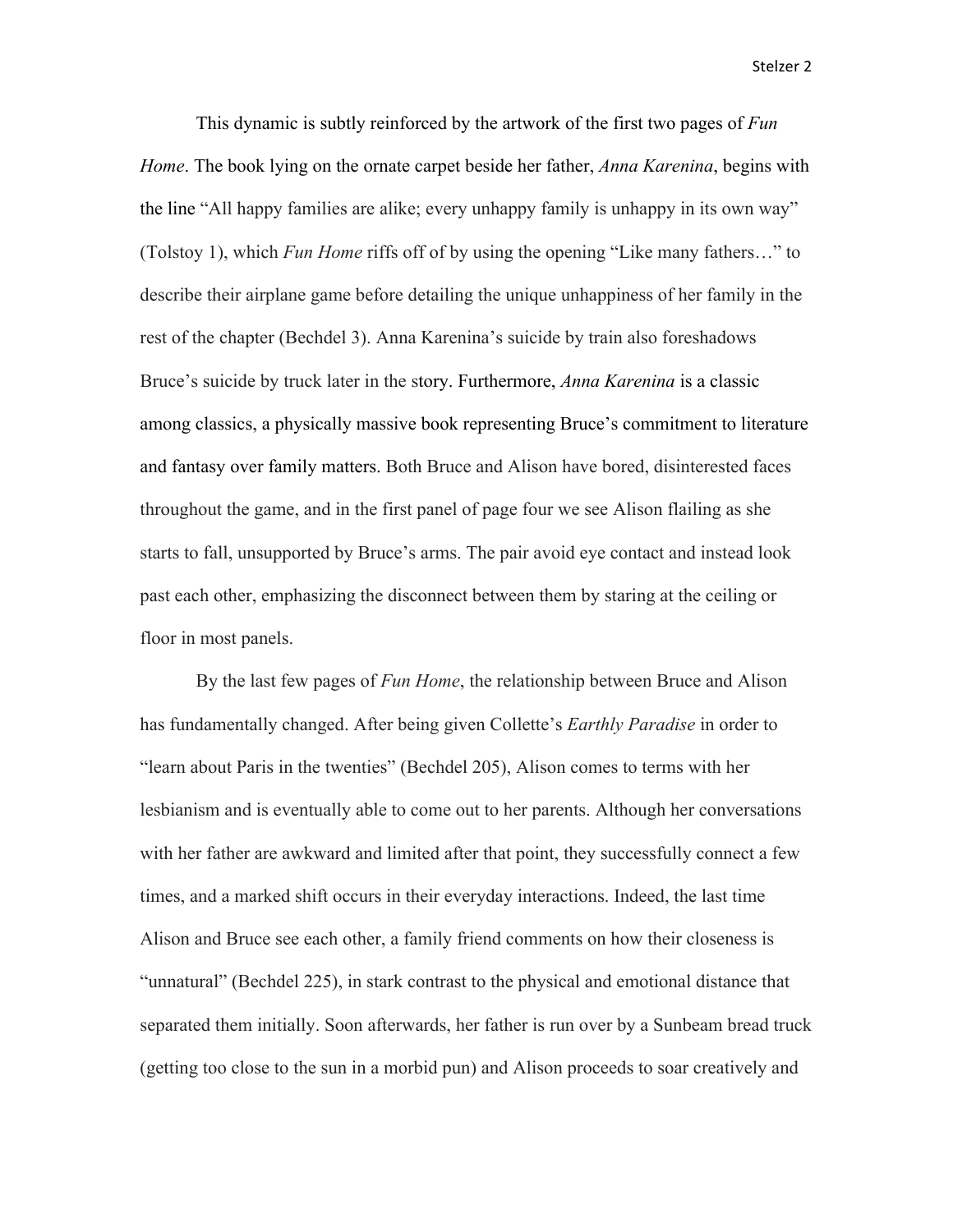This dynamic is subtly reinforced by the artwork of the first two pages of *Fun Home*. The book lying on the ornate carpet beside her father, *Anna Karenina*, begins with the line "All happy families are alike; every unhappy family is unhappy in its own way" (Tolstoy 1), which *Fun Home* riffs off of by using the opening "Like many fathers…" to describe their airplane game before detailing the unique unhappiness of her family in the rest of the chapter (Bechdel 3). Anna Karenina's suicide by train also foreshadows Bruce's suicide by truck later in the story. Furthermore, *Anna Karenina* is a classic among classics, a physically massive book representing Bruce's commitment to literature and fantasy over family matters. Both Bruce and Alison have bored, disinterested faces throughout the game, and in the first panel of page four we see Alison flailing as she starts to fall, unsupported by Bruce's arms. The pair avoid eye contact and instead look past each other, emphasizing the disconnect between them by staring at the ceiling or floor in most panels.

By the last few pages of *Fun Home*, the relationship between Bruce and Alison has fundamentally changed. After being given Collette's *Earthly Paradise* in order to "learn about Paris in the twenties" (Bechdel 205), Alison comes to terms with her lesbianism and is eventually able to come out to her parents. Although her conversations with her father are awkward and limited after that point, they successfully connect a few times, and a marked shift occurs in their everyday interactions. Indeed, the last time Alison and Bruce see each other, a family friend comments on how their closeness is "unnatural" (Bechdel 225), in stark contrast to the physical and emotional distance that separated them initially. Soon afterwards, her father is run over by a Sunbeam bread truck (getting too close to the sun in a morbid pun) and Alison proceeds to soar creatively and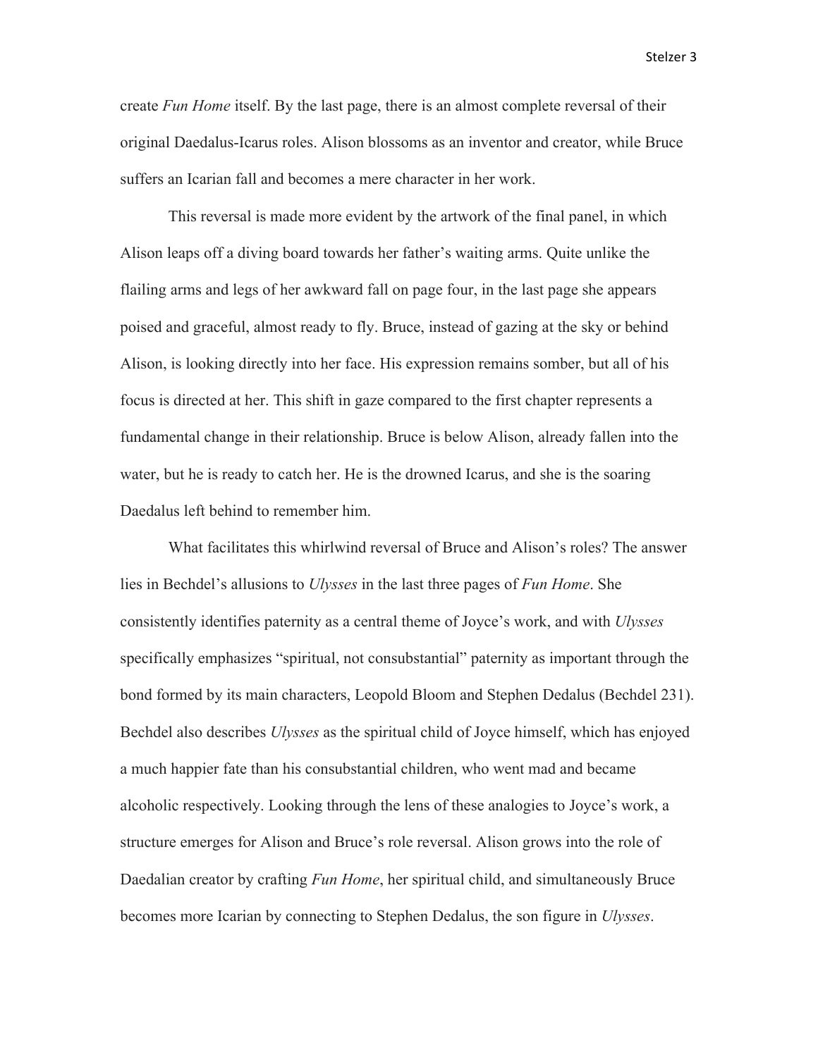create *Fun Home* itself. By the last page, there is an almost complete reversal of their original Daedalus-Icarus roles. Alison blossoms as an inventor and creator, while Bruce suffers an Icarian fall and becomes a mere character in her work.

This reversal is made more evident by the artwork of the final panel, in which Alison leaps off a diving board towards her father's waiting arms. Quite unlike the flailing arms and legs of her awkward fall on page four, in the last page she appears poised and graceful, almost ready to fly. Bruce, instead of gazing at the sky or behind Alison, is looking directly into her face. His expression remains somber, but all of his focus is directed at her. This shift in gaze compared to the first chapter represents a fundamental change in their relationship. Bruce is below Alison, already fallen into the water, but he is ready to catch her. He is the drowned Icarus, and she is the soaring Daedalus left behind to remember him.

What facilitates this whirlwind reversal of Bruce and Alison's roles? The answer lies in Bechdel's allusions to *Ulysses* in the last three pages of *Fun Home*. She consistently identifies paternity as a central theme of Joyce's work, and with *Ulysses* specifically emphasizes "spiritual, not consubstantial" paternity as important through the bond formed by its main characters, Leopold Bloom and Stephen Dedalus (Bechdel 231). Bechdel also describes *Ulysses* as the spiritual child of Joyce himself, which has enjoyed a much happier fate than his consubstantial children, who went mad and became alcoholic respectively. Looking through the lens of these analogies to Joyce's work, a structure emerges for Alison and Bruce's role reversal. Alison grows into the role of Daedalian creator by crafting *Fun Home*, her spiritual child, and simultaneously Bruce becomes more Icarian by connecting to Stephen Dedalus, the son figure in *Ulysses*.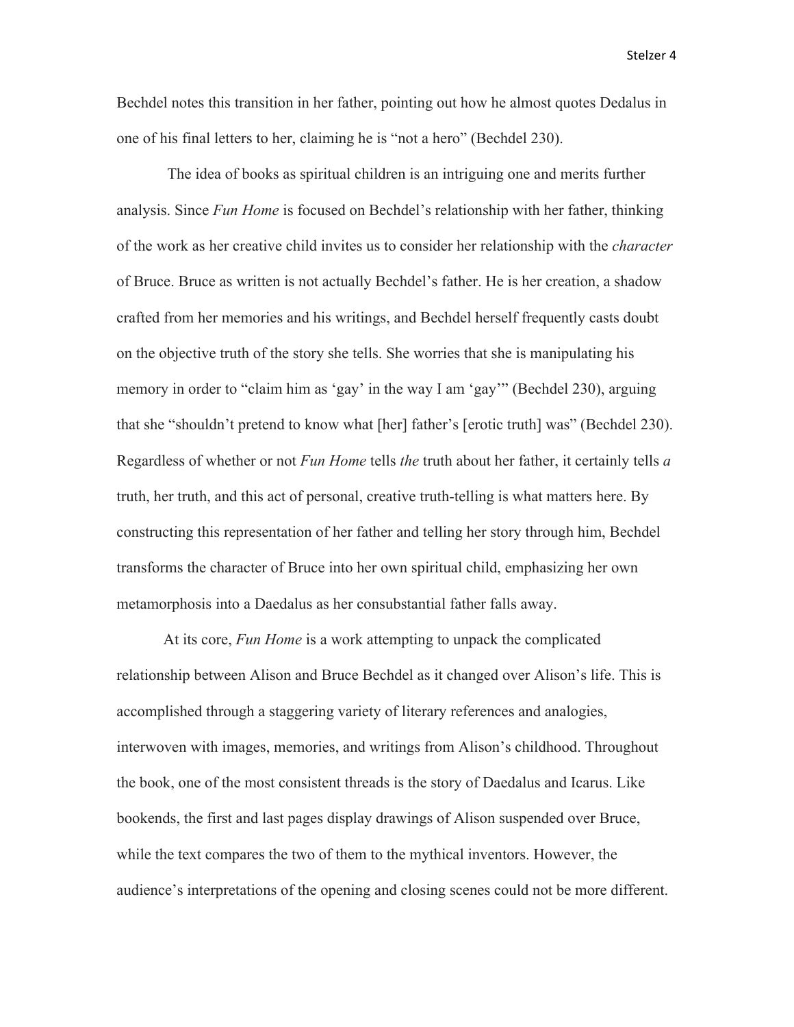Bechdel notes this transition in her father, pointing out how he almost quotes Dedalus in one of his final letters to her, claiming he is "not a hero" (Bechdel 230).

The idea of books as spiritual children is an intriguing one and merits further analysis. Since *Fun Home* is focused on Bechdel's relationship with her father, thinking of the work as her creative child invites us to consider her relationship with the *character* of Bruce. Bruce as written is not actually Bechdel's father. He is her creation, a shadow crafted from her memories and his writings, and Bechdel herself frequently casts doubt on the objective truth of the story she tells. She worries that she is manipulating his memory in order to "claim him as 'gay' in the way I am 'gay'" (Bechdel 230), arguing that she "shouldn't pretend to know what [her] father's [erotic truth] was" (Bechdel 230). Regardless of whether or not *Fun Home* tells *the* truth about her father, it certainly tells *a* truth, her truth, and this act of personal, creative truth-telling is what matters here. By constructing this representation of her father and telling her story through him, Bechdel transforms the character of Bruce into her own spiritual child, emphasizing her own metamorphosis into a Daedalus as her consubstantial father falls away.

At its core, *Fun Home* is a work attempting to unpack the complicated relationship between Alison and Bruce Bechdel as it changed over Alison's life. This is accomplished through a staggering variety of literary references and analogies, interwoven with images, memories, and writings from Alison's childhood. Throughout the book, one of the most consistent threads is the story of Daedalus and Icarus. Like bookends, the first and last pages display drawings of Alison suspended over Bruce, while the text compares the two of them to the mythical inventors. However, the audience's interpretations of the opening and closing scenes could not be more different.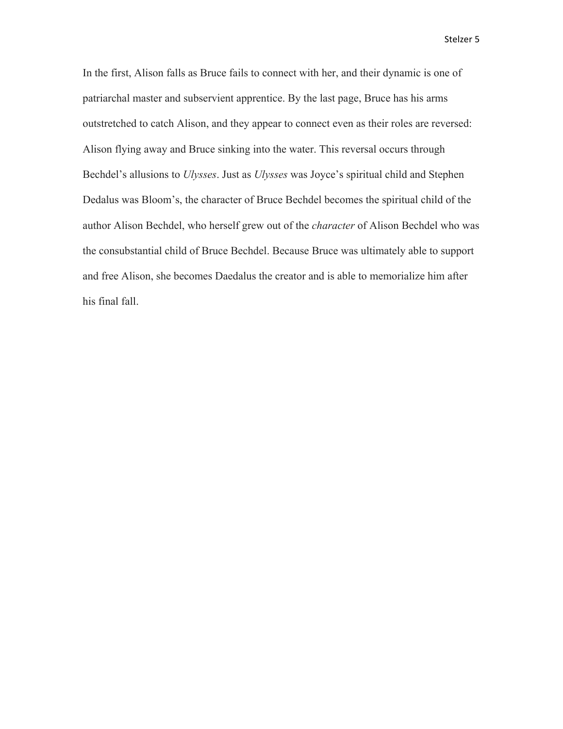In the first, Alison falls as Bruce fails to connect with her, and their dynamic is one of patriarchal master and subservient apprentice. By the last page, Bruce has his arms outstretched to catch Alison, and they appear to connect even as their roles are reversed: Alison flying away and Bruce sinking into the water. This reversal occurs through Bechdel's allusions to *Ulysses*. Just as *Ulysses* was Joyce's spiritual child and Stephen Dedalus was Bloom's, the character of Bruce Bechdel becomes the spiritual child of the author Alison Bechdel, who herself grew out of the *character* of Alison Bechdel who was the consubstantial child of Bruce Bechdel. Because Bruce was ultimately able to support and free Alison, she becomes Daedalus the creator and is able to memorialize him after his final fall.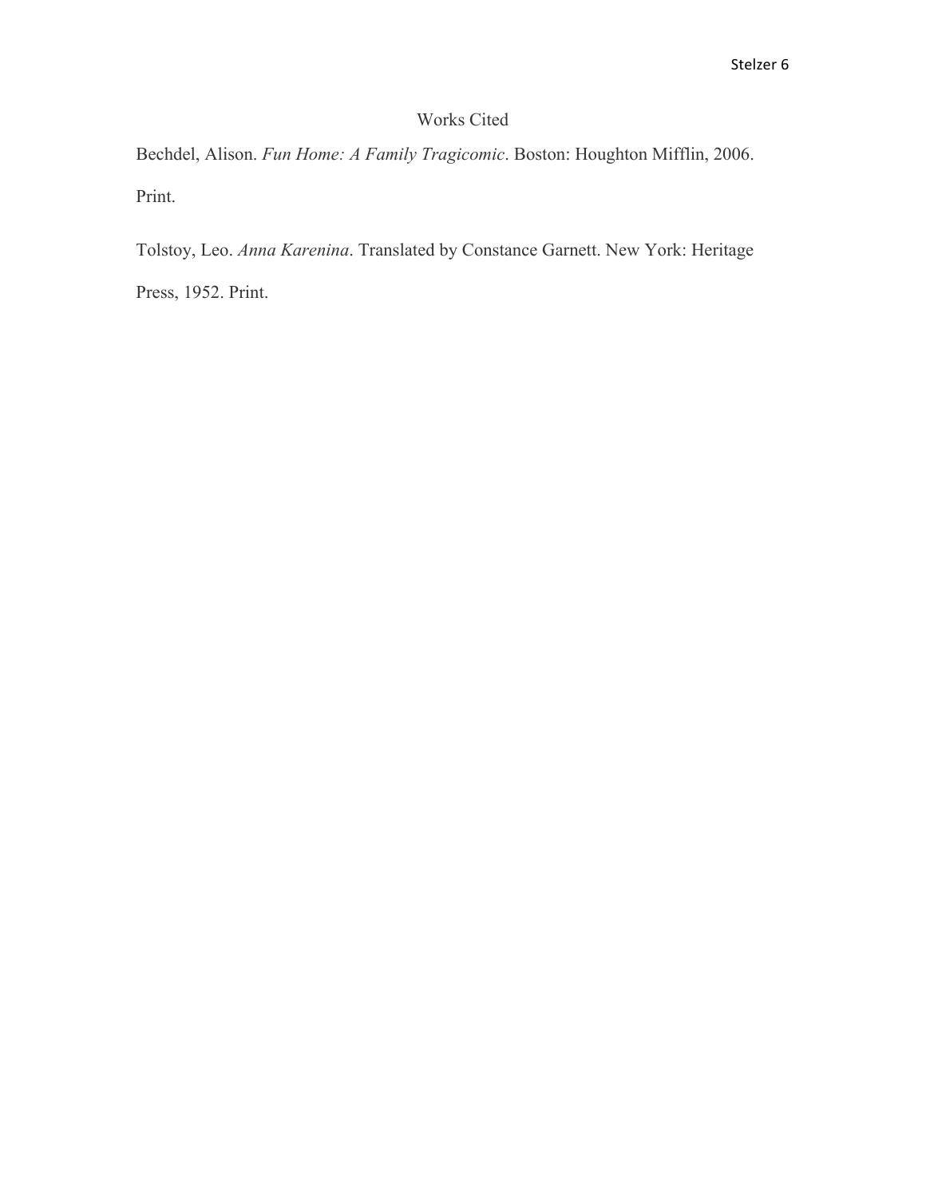# Works Cited

Bechdel, Alison. *Fun Home: A Family Tragicomic*. Boston: Houghton Mifflin, 2006. Print.

Tolstoy, Leo. *Anna Karenina*. Translated by Constance Garnett. New York: Heritage Press, 1952. Print.